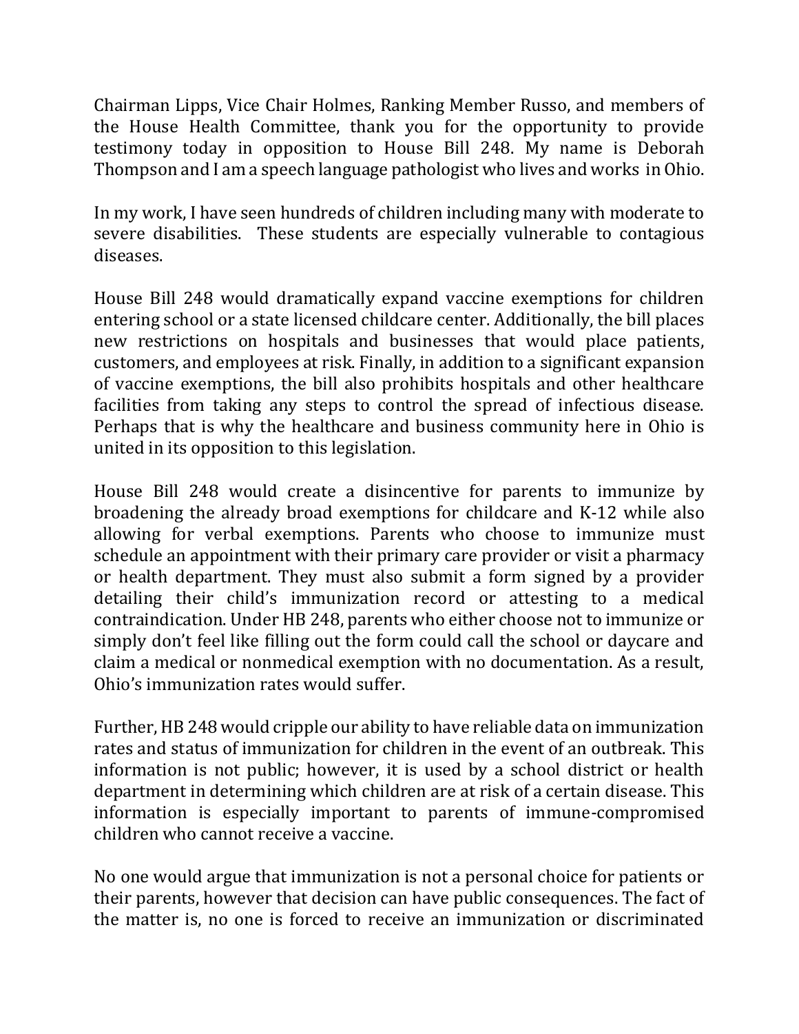Chairman Lipps, Vice Chair Holmes, Ranking Member Russo, and members of the House Health Committee, thank you for the opportunity to provide testimony today in opposition to House Bill 248. My name is Deborah Thompson and I am a speech language pathologist who lives and works in Ohio.

In my work, I have seen hundreds of children including many with moderate to severe disabilities. These students are especially vulnerable to contagious diseases.

House Bill 248 would dramatically expand vaccine exemptions for children entering school or a state licensed childcare center. Additionally, the bill places new restrictions on hospitals and businesses that would place patients, customers, and employees at risk. Finally, in addition to a significant expansion of vaccine exemptions, the bill also prohibits hospitals and other healthcare facilities from taking any steps to control the spread of infectious disease. Perhaps that is why the healthcare and business community here in Ohio is united in its opposition to this legislation.

House Bill 248 would create a disincentive for parents to immunize by broadening the already broad exemptions for childcare and K-12 while also allowing for verbal exemptions. Parents who choose to immunize must schedule an appointment with their primary care provider or visit a pharmacy or health department. They must also submit a form signed by a provider detailing their child's immunization record or attesting to a medical contraindication. Under HB 248, parents who either choose not to immunize or simply don't feel like filling out the form could call the school or daycare and claim a medical or nonmedical exemption with no documentation. As a result, Ohio's immunization rates would suffer.

Further, HB 248 would cripple our ability to have reliable data on immunization rates and status of immunization for children in the event of an outbreak. This information is not public; however, it is used by a school district or health department in determining which children are at risk of a certain disease. This information is especially important to parents of immune-compromised children who cannot receive a vaccine.

No one would argue that immunization is not a personal choice for patients or their parents, however that decision can have public consequences. The fact of the matter is, no one is forced to receive an immunization or discriminated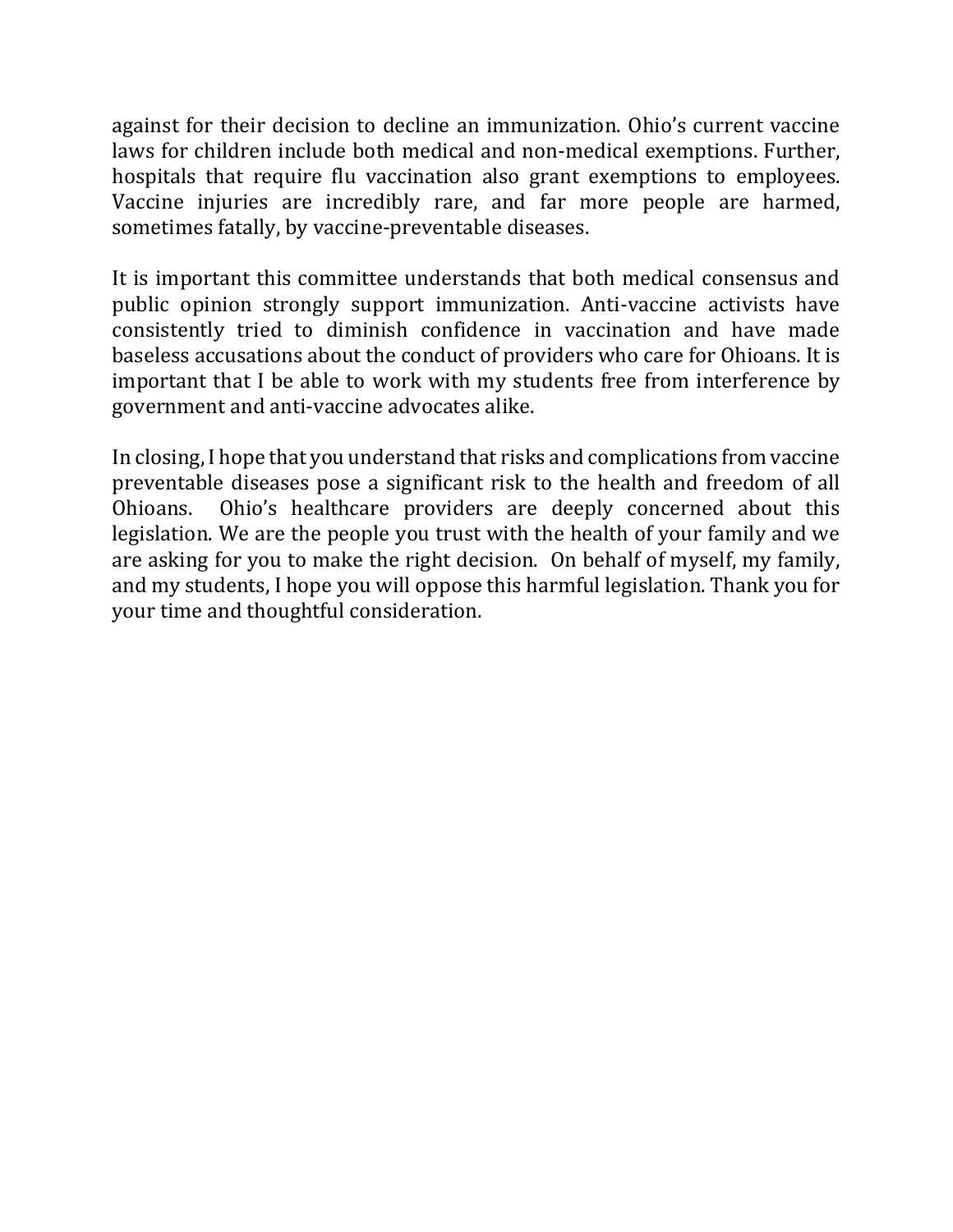against for their decision to decline an immunization. Ohio's current vaccine laws for children include both medical and non-medical exemptions. Further, hospitals that require flu vaccination also grant exemptions to employees. Vaccine injuries are incredibly rare, and far more people are harmed, sometimes fatally, by vaccine-preventable diseases.

It is important this committee understands that both medical consensus and public opinion strongly support immunization. Anti-vaccine activists have consistently tried to diminish confidence in vaccination and have made baseless accusations about the conduct of providers who care for Ohioans. It is important that I be able to work with my students free from interference by government and anti-vaccine advocates alike.

In closing, I hope that you understand that risks and complications from vaccine preventable diseases pose a significant risk to the health and freedom of all Ohioans. Ohio's healthcare providers are deeply concerned about this legislation. We are the people you trust with the health of your family and we are asking for you to make the right decision. On behalf of myself, my family, and my students, I hope you will oppose this harmful legislation. Thank you for your time and thoughtful consideration.